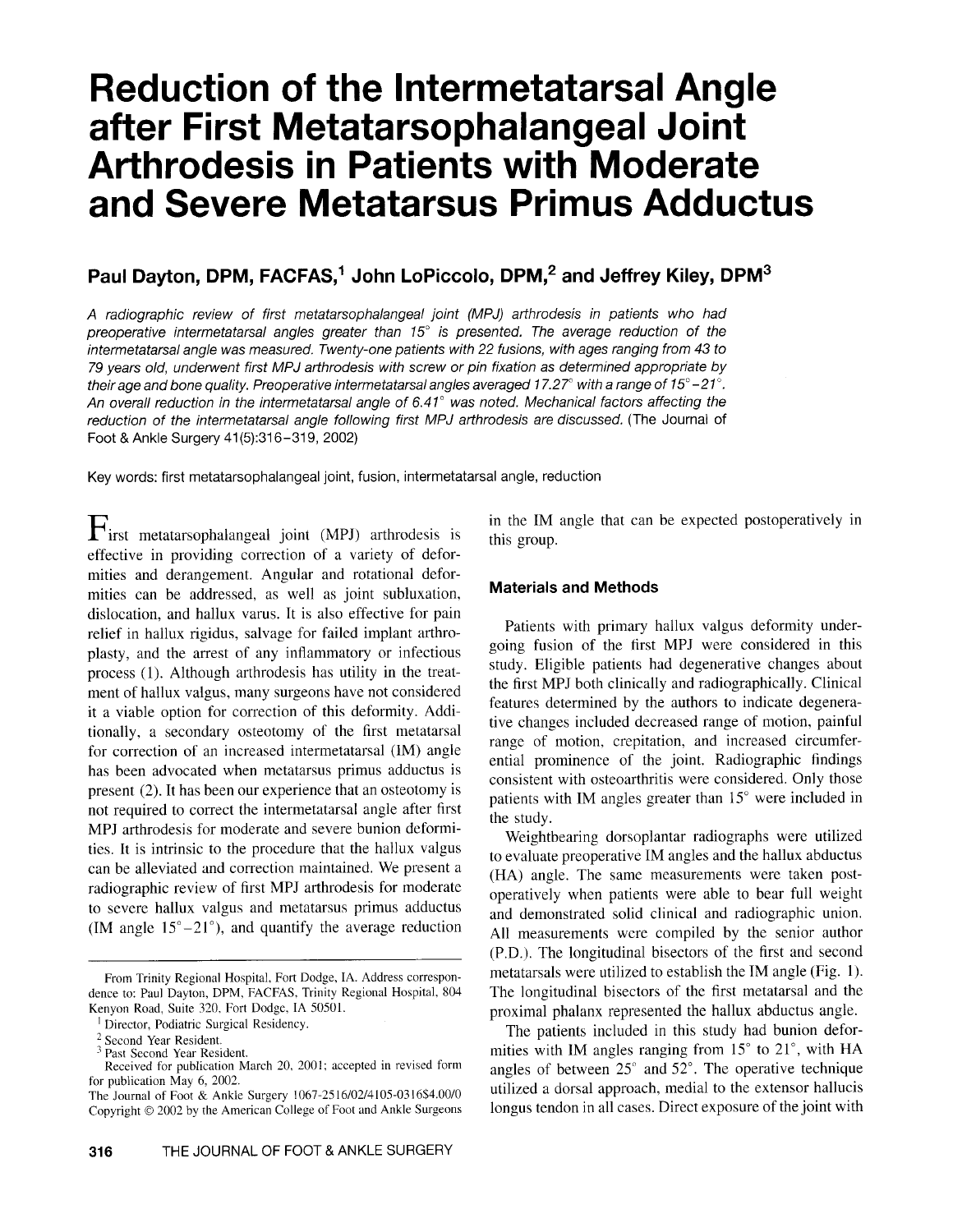# Reduction of the Intermetatarsal Angle after First Metatarsophalangeal Joint Arthrodesis in Patients with Moderate and Severe Metatarsus Primus Adductus

**Paul Dayton, DPM, FACFAS,[1] John LoPiccolo, DPM,[2] and Jeffrey Kiley, DPM[3]**

*A radiographic review of first metatarsophalangeal joint (MPJ) arthrodesis in patients who had preoperative intermetatarsal angles greater than 15° is presented. The average reduction of the intermetatarsal angle was measured. Twenty-one patients with 22 fusions, with ages ranging from 43 to 79 years old, underwent first MPJ arthrodesis with screw or pin fixation as determined appropriate by their age and bone quality. Preoperative intermetatarsal angles averaged 17.27° with a range of 15°–21°. An overall reduction in the intermetatarsal angle of 6.41° was noted. Mechanical factors affecting the reduction of the intermetatarsal angle following first MPJ arthrodesis are discussed.* (The Journal of Foot & Ankle Surgery 41(5):316–319, 2002)

Key words: first metatarsophalangeal joint, fusion, intermetatarsal angle, reduction

First metatarsophalangeal joint (MPJ) arthrodesis is effective in providing correction of a variety of deformities and derangement. Angular and rotational deformities can be addressed, as well as joint subluxation, dislocation, and hallux varus. It is also effective for pain relief in hallux rigidus, salvage for failed implant arthroplasty, and the arrest of any inflammatory or infectious process (1). Although arthrodesis has utility in the treatment of hallux valgus, many surgeons have not considered it a viable option for correction of this deformity. Additionally, a secondary osteotomy of the first metatarsal for correction of an increased intermetatarsal (IM) angle has been advocated when metatarsus primus adductus is present (2). It has been our experience that an osteotomy is not required to correct the intermetatarsal angle after first MPJ arthrodesis for moderate and severe bunion deformities. It is intrinsic to the procedure that the hallux valgus can be alleviated and correction maintained. We present a radiographic review of first MPJ arthrodesis for moderate to severe hallux valgus and metatarsus primus adductus (IM angle 15°–21°), and quantify the average reduction in the IM angle that can be expected postoperatively in this group.

## Materials and Methods

Patients with primary hallux valgus deformity undergoing fusion of the first MPJ were considered in this study. Eligible patients had degenerative changes about the first MPJ both clinically and radiographically. Clinical features determined by the authors to indicate degenerative changes included decreased range of motion, painful range of motion, crepitation, and increased circumferential prominence of the joint. Radiographic findings consistent with osteoarthritis were considered. Only those patients with IM angles greater than 15° were included in the study.

Weightbearing dorsoplantar radiographs were utilized to evaluate preoperative IM angles and the hallux abductus (HA) angle. The same measurements were taken postoperatively when patients were able to bear full weight and demonstrated solid clinical and radiographic union. All measurements were compiled by the senior author (P.D.). The longitudinal bisectors of the first and second metatarsals were utilized to establish the IM angle (Fig. 1). The longitudinal bisectors of the first metatarsal and the proximal phalanx represented the hallux abductus angle.

The patients included in this study had bunion deformities with IM angles ranging from 15° to 21°, with HA angles of between 25° and 52°. The operative technique utilized a dorsal approach, medial to the extensor hallucis longus tendon in all cases. Direct exposure of the joint with

---

From Trinity Regional Hospital, Fort Dodge, IA. Address correspondence to: Paul Dayton, DPM, FACFAS, Trinity Regional Hospital, 804 Kenyon Road, Suite 320, Fort Dodge, IA 50501.

[1] Director, Podiatric Surgical Residency.

[2] Second Year Resident.

[3] Past Second Year Resident.

Received for publication March 20, 2001; accepted in revised form for publication May 6, 2002.

The Journal of Foot & Ankle Surgery 1067-2516/02/4105-0316$4.00/0

Copyright © 2002 by the American College of Foot and Ankle Surgeons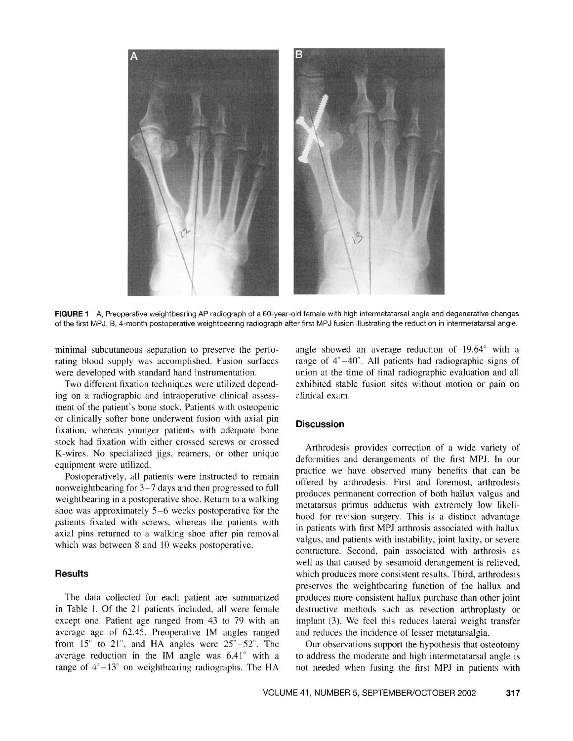**FIGURE 1** A, Preoperative weightbearing AP radiograph of a 60-year-old female with high intermetatarsal angle and degenerative changes of the first MPJ. B, 4-month postoperative weightbearing radiograph after first MPJ fusion illustrating the reduction in intermetatarsal angle.

minimal subcutaneous separation to preserve the perforating blood supply was accomplished. Fusion surfaces were developed with standard hand instrumentation.

Two different fixation techniques were utilized depending on a radiographic and intraoperative clinical assessment of the patient's bone stock. Patients with osteopenic or clinically softer bone underwent fusion with axial pin fixation, whereas younger patients with adequate bone stock had fixation with either crossed screws or crossed K-wires. No specialized jigs, reamers, or other unique equipment were utilized.

Postoperatively, all patients were instructed to remain nonweightbearing for 3–7 days and then progressed to full weightbearing in a postoperative shoe. Return to a walking shoe was approximately 5–6 weeks postoperative for the patients fixated with screws, whereas the patients with axial pins returned to a walking shoe after pin removal which was between 8 and 10 weeks postoperative.

## Results

The data collected for each patient are summarized in Table 1. Of the 21 patients included, all were female except one. Patient age ranged from 43 to 79 with an average age of 62.45. Preoperative IM angles ranged from 15° to 21°, and HA angles were 25°–52°. The average reduction in the IM angle was 6.41° with a range of 4°–13° on weightbearing radiographs. The HA angle showed an average reduction of 19.64° with a range of 4°–40°. All patients had radiographic signs of union at the time of final radiographic evaluation and all exhibited stable fusion sites without motion or pain on clinical exam.

## Discussion

Arthrodesis provides correction of a wide variety of deformities and derangements of the first MPJ. In our practice we have observed many benefits that can be offered by arthrodesis. First and foremost, arthrodesis produces permanent correction of both hallux valgus and metatarsus primus adductus with extremely low likelihood for revision surgery. This is a distinct advantage in patients with first MPJ arthrosis associated with hallux valgus, and patients with instability, joint laxity, or severe contracture. Second, pain associated with arthrosis as well as that caused by sesamoid derangement is relieved, which produces more consistent results. Third, arthrodesis preserves the weightbearing function of the hallux and produces more consistent hallux purchase than other joint destructive methods such as resection arthroplasty or implant (3). We feel this reduces lateral weight transfer and reduces the incidence of lesser metatarsalgia.

Our observations support the hypothesis that osteotomy to address the moderate and high intermetatarsal angle is not needed when fusing the first MPJ in patients with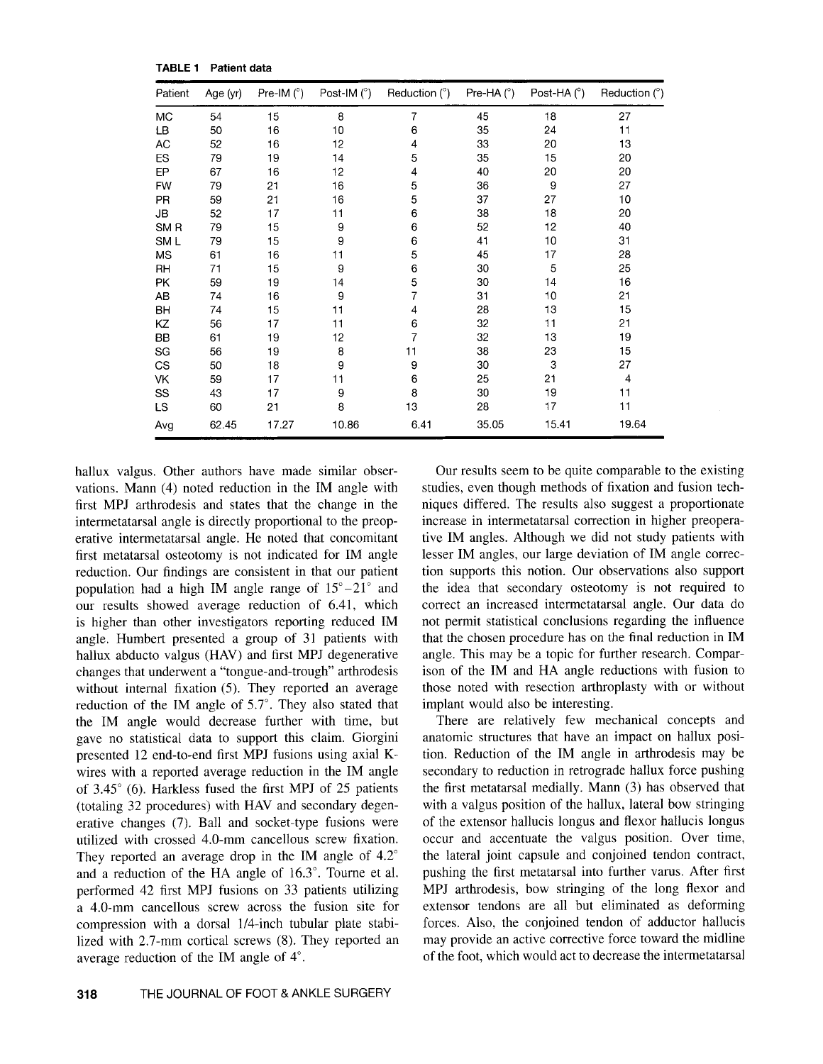**TABLE 1 Patient data**

| Patient | Age (yr) | Pre-IM (°) | Post-IM (°) | Reduction (°) | Pre-HA (°) | Post-HA (°) | Reduction (°) |
|---|---|---|---|---|---|---|---|
| MC | 54 | 15 | 8 | 7 | 45 | 18 | 27 |
| LB | 50 | 16 | 10 | 6 | 35 | 24 | 11 |
| AC | 52 | 16 | 12 | 4 | 33 | 20 | 13 |
| ES | 79 | 19 | 14 | 5 | 35 | 15 | 20 |
| EP | 67 | 16 | 12 | 4 | 40 | 20 | 20 |
| FW | 79 | 21 | 16 | 5 | 36 | 9 | 27 |
| PR | 59 | 21 | 16 | 5 | 37 | 27 | 10 |
| JB | 52 | 17 | 11 | 6 | 38 | 18 | 20 |
| SM R | 79 | 15 | 9 | 6 | 52 | 12 | 40 |
| SM L | 79 | 15 | 9 | 6 | 41 | 10 | 31 |
| MS | 61 | 16 | 11 | 5 | 45 | 17 | 28 |
| RH | 71 | 15 | 9 | 6 | 30 | 5 | 25 |
| PK | 59 | 19 | 14 | 5 | 30 | 14 | 16 |
| AB | 74 | 16 | 9 | 7 | 31 | 10 | 21 |
| BH | 74 | 15 | 11 | 4 | 28 | 13 | 15 |
| KZ | 56 | 17 | 11 | 6 | 32 | 11 | 21 |
| BB | 61 | 19 | 12 | 7 | 32 | 13 | 19 |
| SG | 56 | 19 | 8 | 11 | 38 | 23 | 15 |
| CS | 50 | 18 | 9 | 9 | 30 | 3 | 27 |
| VK | 59 | 17 | 11 | 6 | 25 | 21 | 4 |
| SS | 43 | 17 | 9 | 8 | 30 | 19 | 11 |
| LS | 60 | 21 | 8 | 13 | 28 | 17 | 11 |
| Avg | 62.45 | 17.27 | 10.86 | 6.41 | 35.05 | 15.41 | 19.64 |

hallux valgus. Other authors have made similar observations. Mann (4) noted reduction in the IM angle with first MPJ arthrodesis and states that the change in the intermetatarsal angle is directly proportional to the preoperative intermetatarsal angle. He noted that concomitant first metatarsal osteotomy is not indicated for IM angle reduction. Our findings are consistent in that our patient population had a high IM angle range of 15°–21° and our results showed average reduction of 6.41, which is higher than other investigators reporting reduced IM angle. Humbert presented a group of 31 patients with hallux abducto valgus (HAV) and first MPJ degenerative changes that underwent a "tongue-and-trough" arthrodesis without internal fixation (5). They reported an average reduction of the IM angle of 5.7°. They also stated that the IM angle would decrease further with time, but gave no statistical data to support this claim. Giorgini presented 12 end-to-end first MPJ fusions using axial K-wires with a reported average reduction in the IM angle of 3.45° (6). Harkless fused the first MPJ of 25 patients (totaling 32 procedures) with HAV and secondary degenerative changes (7). Ball and socket-type fusions were utilized with crossed 4.0-mm cancellous screw fixation. They reported an average drop in the IM angle of 4.2° and a reduction of the HA angle of 16.3°. Tourne et al. performed 42 first MPJ fusions on 33 patients utilizing a 4.0-mm cancellous screw across the fusion site for compression with a dorsal 1/4-inch tubular plate stabilized with 2.7-mm cortical screws (8). They reported an average reduction of the IM angle of 4°.

Our results seem to be quite comparable to the existing studies, even though methods of fixation and fusion techniques differed. The results also suggest a proportionate increase in intermetatarsal correction in higher preoperative IM angles. Although we did not study patients with lesser IM angles, our large deviation of IM angle correction supports this notion. Our observations also support the idea that secondary osteotomy is not required to correct an increased intermetatarsal angle. Our data do not permit statistical conclusions regarding the influence that the chosen procedure has on the final reduction in IM angle. This may be a topic for further research. Comparison of the IM and HA angle reductions with fusion to those noted with resection arthroplasty with or without implant would also be interesting.

There are relatively few mechanical concepts and anatomic structures that have an impact on hallux position. Reduction of the IM angle in arthrodesis may be secondary to reduction in retrograde hallux force pushing the first metatarsal medially. Mann (3) has observed that with a valgus position of the hallux, lateral bow stringing of the extensor hallucis longus and flexor hallucis longus occur and accentuate the valgus position. Over time, the lateral joint capsule and conjoined tendon contract, pushing the first metatarsal into further varus. After first MPJ arthrodesis, bow stringing of the long flexor and extensor tendons are all but eliminated as deforming forces. Also, the conjoined tendon of adductor hallucis may provide an active corrective force toward the midline of the foot, which would act to decrease the intermetatarsal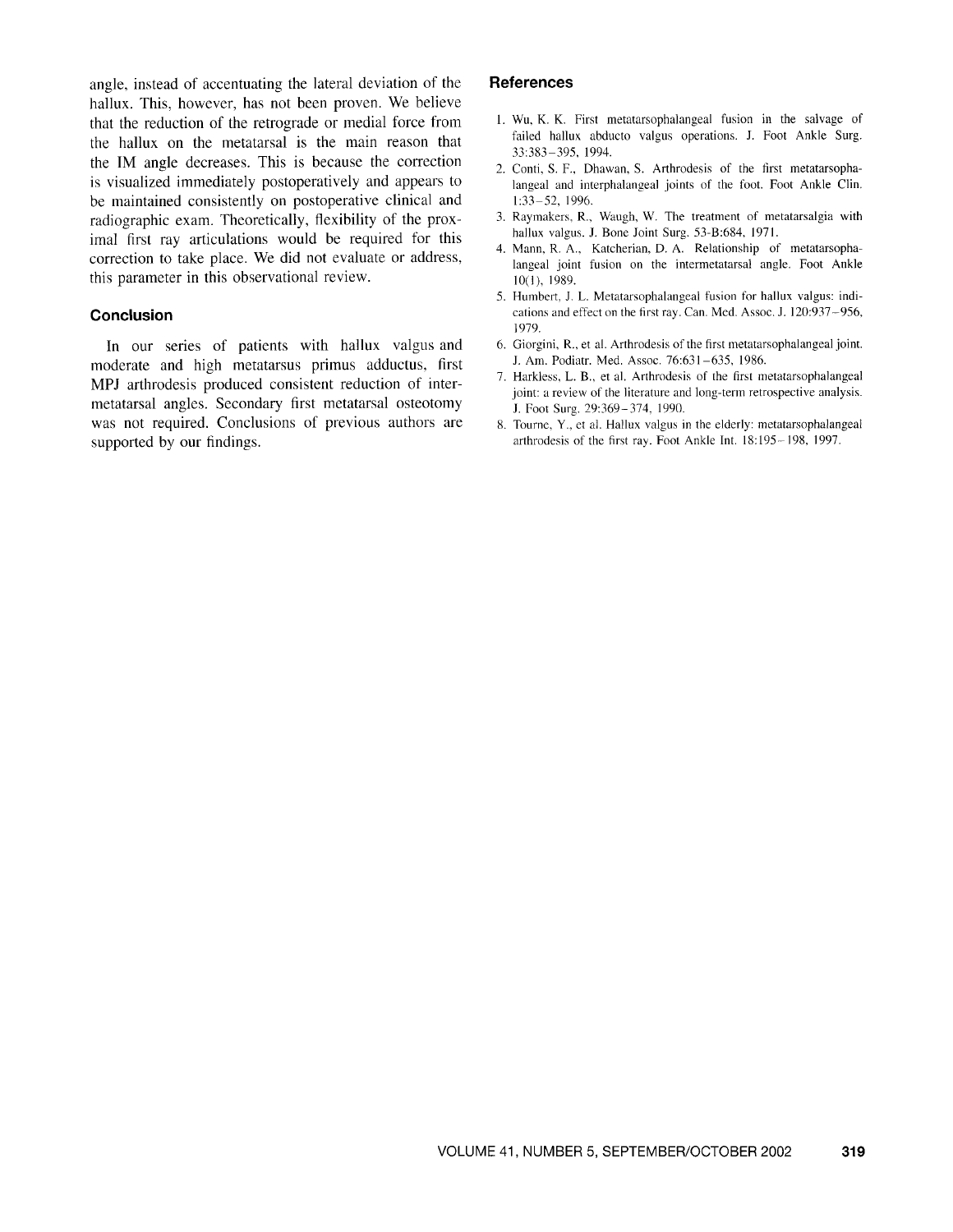angle, instead of accentuating the lateral deviation of the hallux. This, however, has not been proven. We believe that the reduction of the retrograde or medial force from the hallux on the metatarsal is the main reason that the IM angle decreases. This is because the correction is visualized immediately postoperatively and appears to be maintained consistently on postoperative clinical and radiographic exam. Theoretically, flexibility of the proximal first ray articulations would be required for this correction to take place. We did not evaluate or address, this parameter in this observational review.

## Conclusion

In our series of patients with hallux valgus and moderate and high metatarsus primus adductus, first MPJ arthrodesis produced consistent reduction of intermetatarsal angles. Secondary first metatarsal osteotomy was not required. Conclusions of previous authors are supported by our findings.

## References

1. Wu, K. K. First metatarsophalangeal fusion in the salvage of failed hallux abducto valgus operations. J. Foot Ankle Surg. 33:383–395, 1994.
2. Conti, S. F., Dhawan, S. Arthrodesis of the first metatarsophalangeal and interphalangeal joints of the foot. Foot Ankle Clin. 1:33–52, 1996.
3. Raymakers, R., Waugh, W. The treatment of metatarsalgia with hallux valgus. J. Bone Joint Surg. 53-B:684, 1971.
4. Mann, R. A., Katcherian, D. A. Relationship of metatarsophalangeal joint fusion on the intermetatarsal angle. Foot Ankle 10(1), 1989.
5. Humbert, J. L. Metatarsophalangeal fusion for hallux valgus: indications and effect on the first ray. Can. Med. Assoc. J. 120:937–956, 1979.
6. Giorgini, R., et al. Arthrodesis of the first metatarsophalangeal joint. J. Am. Podiatr. Med. Assoc. 76:631–635, 1986.
7. Harkless, L. B., et al. Arthrodesis of the first metatarsophalangeal joint: a review of the literature and long-term retrospective analysis. J. Foot Surg. 29:369–374, 1990.
8. Tourne, Y., et al. Hallux valgus in the elderly: metatarsophalangeal arthrodesis of the first ray. Foot Ankle Int. 18:195–198, 1997.